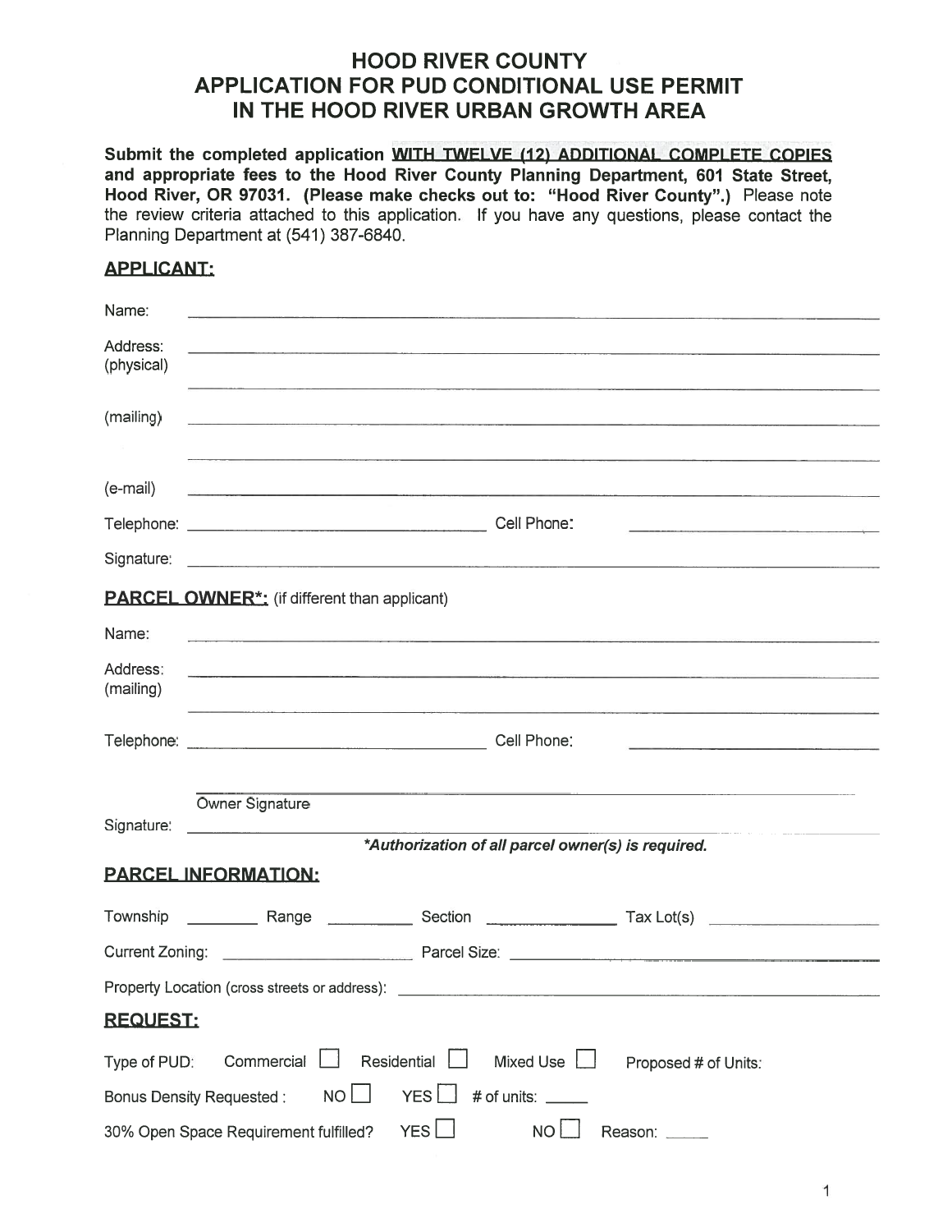# HOOD RIVER COUNTY
# APPLICATION FOR PUD CONDITIONAL USE PERMIT
# IN THE HOOD RIVER URBAN GROWTH AREA

**Submit the completed application <u>WITH TWELVE (12) ADDITIONAL COMPLETE COPIES</u> and appropriate fees to the Hood River County Planning Department, 601 State Street, Hood River, OR 97031. (Please make checks out to: "Hood River County".)** Please note the review criteria attached to this application. If you have any questions, please contact the Planning Department at (541) 387-6840.

## APPLICANT:

Name: ______________________________________________

Address: (physical) ______________________________________________

______________________________________________

(mailing) ______________________________________________

______________________________________________

(e-mail) ______________________________________________

Telephone: ______________________ Cell Phone: ______________________

Signature: ______________________________________________

## PARCEL OWNER*: (if different than applicant)

Name: ______________________________________________

Address: (mailing) ______________________________________________

______________________________________________

Telephone: ______________________ Cell Phone: ______________________

Owner Signature

Signature: ______________________________________________

***Authorization of all parcel owner(s) is required.***

## PARCEL INFORMATION:

Township ________ Range ________ Section ________ Tax Lot(s) ________

Current Zoning: ________________ Parcel Size: ________________

Property Location (cross streets or address): ______________________________________________

## REQUEST:

Type of PUD: Commercial ☐ Residential ☐ Mixed Use ☐ Proposed # of Units:

Bonus Density Requested : NO ☐ YES ☐ # of units: _____

30% Open Space Requirement fulfilled? YES ☐ NO ☐ Reason: _____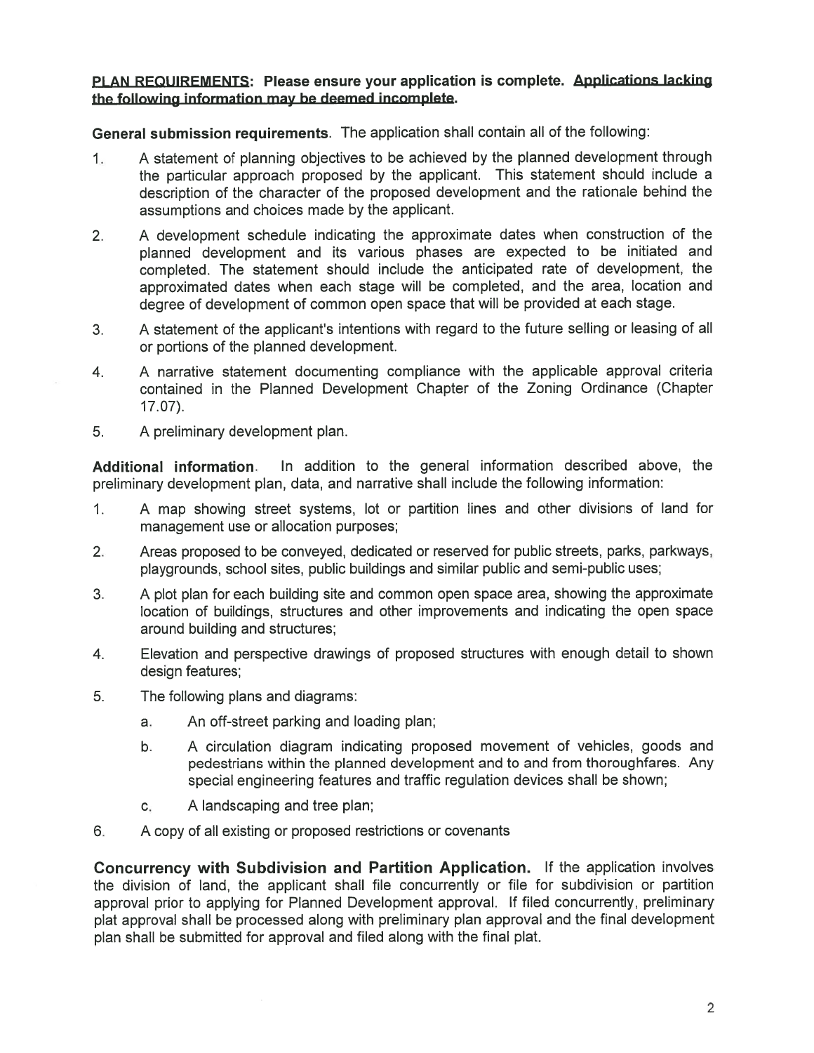**<u>PLAN REQUIREMENTS</u>: Please ensure your application is complete. <u>Applications lacking the following information may be deemed incomplete</u>.**

**General submission requirements**. The application shall contain all of the following:

1. A statement of planning objectives to be achieved by the planned development through the particular approach proposed by the applicant. This statement should include a description of the character of the proposed development and the rationale behind the assumptions and choices made by the applicant.
2. A development schedule indicating the approximate dates when construction of the planned development and its various phases are expected to be initiated and completed. The statement should include the anticipated rate of development, the approximated dates when each stage will be completed, and the area, location and degree of development of common open space that will be provided at each stage.
3. A statement of the applicant's intentions with regard to the future selling or leasing of all or portions of the planned development.
4. A narrative statement documenting compliance with the applicable approval criteria contained in the Planned Development Chapter of the Zoning Ordinance (Chapter 17.07).
5. A preliminary development plan.

**Additional information**. In addition to the general information described above, the preliminary development plan, data, and narrative shall include the following information:

1. A map showing street systems, lot or partition lines and other divisions of land for management use or allocation purposes;
2. Areas proposed to be conveyed, dedicated or reserved for public streets, parks, parkways, playgrounds, school sites, public buildings and similar public and semi-public uses;
3. A plot plan for each building site and common open space area, showing the approximate location of buildings, structures and other improvements and indicating the open space around building and structures;
4. Elevation and perspective drawings of proposed structures with enough detail to shown design features;
5. The following plans and diagrams:
   a. An off-street parking and loading plan;
   b. A circulation diagram indicating proposed movement of vehicles, goods and pedestrians within the planned development and to and from thoroughfares. Any special engineering features and traffic regulation devices shall be shown;
   c. A landscaping and tree plan;
6. A copy of all existing or proposed restrictions or covenants

**Concurrency with Subdivision and Partition Application.** If the application involves the division of land, the applicant shall file concurrently or file for subdivision or partition approval prior to applying for Planned Development approval. If filed concurrently, preliminary plat approval shall be processed along with preliminary plan approval and the final development plan shall be submitted for approval and filed along with the final plat.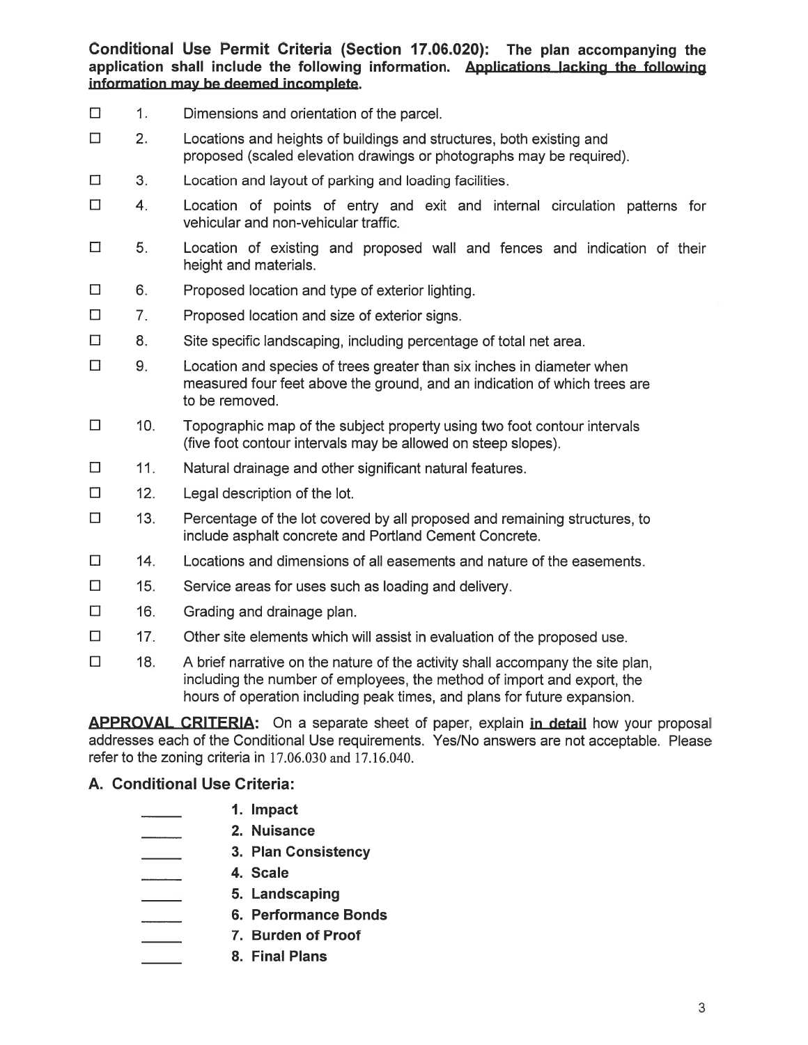**Conditional Use Permit Criteria (Section 17.06.020): The plan accompanying the application shall include the following information. <u>Applications lacking the following information may be deemed incomplete</u>.**

- ☐ 1. Dimensions and orientation of the parcel.
- ☐ 2. Locations and heights of buildings and structures, both existing and proposed (scaled elevation drawings or photographs may be required).
- ☐ 3. Location and layout of parking and loading facilities.
- ☐ 4. Location of points of entry and exit and internal circulation patterns for vehicular and non-vehicular traffic.
- ☐ 5. Location of existing and proposed wall and fences and indication of their height and materials.
- ☐ 6. Proposed location and type of exterior lighting.
- ☐ 7. Proposed location and size of exterior signs.
- ☐ 8. Site specific landscaping, including percentage of total net area.
- ☐ 9. Location and species of trees greater than six inches in diameter when measured four feet above the ground, and an indication of which trees are to be removed.
- ☐ 10. Topographic map of the subject property using two foot contour intervals (five foot contour intervals may be allowed on steep slopes).
- ☐ 11. Natural drainage and other significant natural features.
- ☐ 12. Legal description of the lot.
- ☐ 13. Percentage of the lot covered by all proposed and remaining structures, to include asphalt concrete and Portland Cement Concrete.
- ☐ 14. Locations and dimensions of all easements and nature of the easements.
- ☐ 15. Service areas for uses such as loading and delivery.
- ☐ 16. Grading and drainage plan.
- ☐ 17. Other site elements which will assist in evaluation of the proposed use.
- ☐ 18. A brief narrative on the nature of the activity shall accompany the site plan, including the number of employees, the method of import and export, the hours of operation including peak times, and plans for future expansion.

**<u>APPROVAL CRITERIA</u>:** On a separate sheet of paper, explain **<u>in detail</u>** how your proposal addresses each of the Conditional Use requirements. Yes/No answers are not acceptable. Please refer to the zoning criteria in 17.06.030 and 17.16.040.

## A. Conditional Use Criteria:

_____ **1. Impact**

_____ **2. Nuisance**

_____ **3. Plan Consistency**

_____ **4. Scale**

_____ **5. Landscaping**

_____ **6. Performance Bonds**

_____ **7. Burden of Proof**

_____ **8. Final Plans**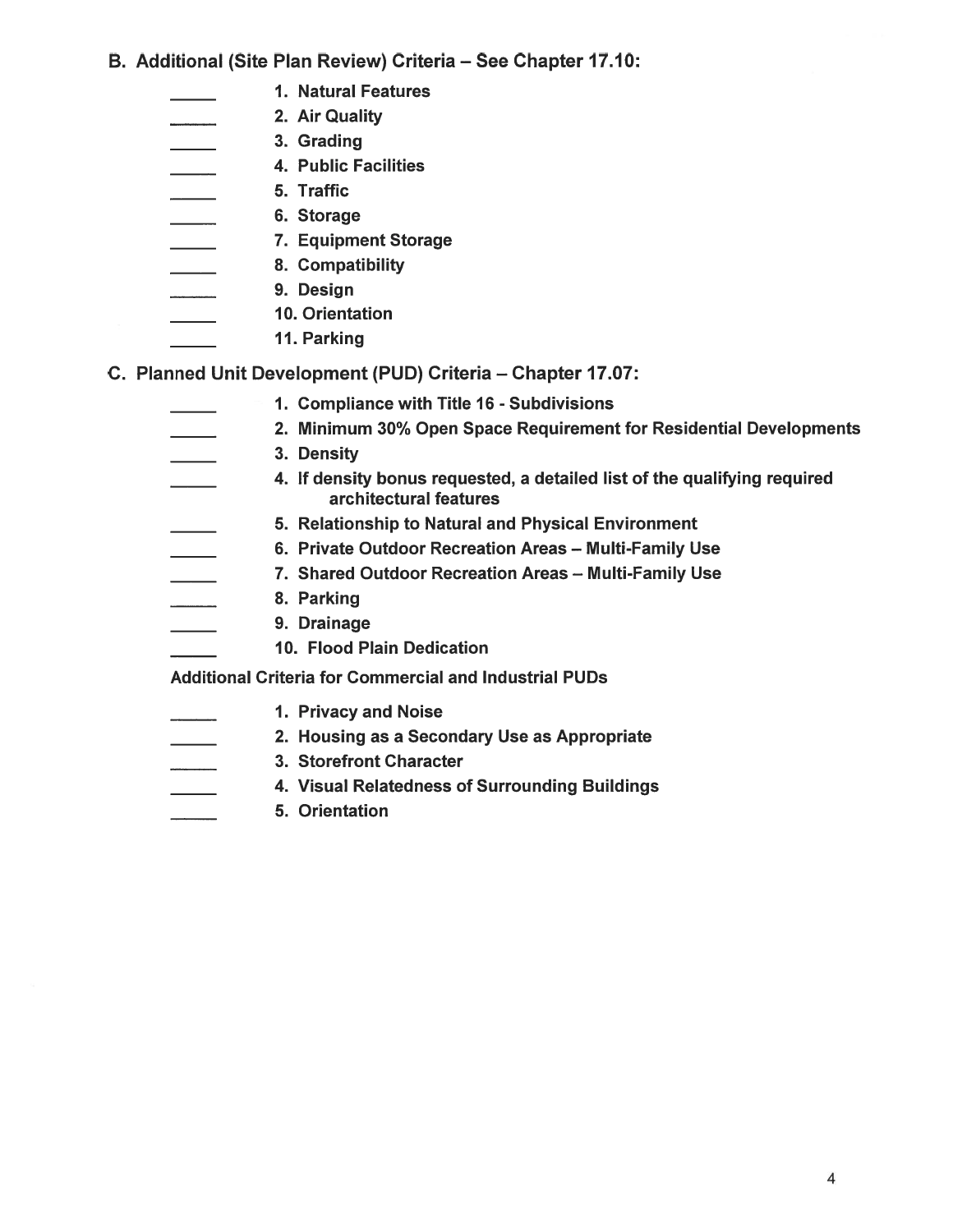**B. Additional (Site Plan Review) Criteria – See Chapter 17.10:**

_____ **1. Natural Features**
_____ **2. Air Quality**
_____ **3. Grading**
_____ **4. Public Facilities**
_____ **5. Traffic**
_____ **6. Storage**
_____ **7. Equipment Storage**
_____ **8. Compatibility**
_____ **9. Design**
_____ **10. Orientation**
_____ **11. Parking**

**C. Planned Unit Development (PUD) Criteria – Chapter 17.07:**

_____ **1. Compliance with Title 16 - Subdivisions**
_____ **2. Minimum 30% Open Space Requirement for Residential Developments**
_____ **3. Density**
_____ **4. If density bonus requested, a detailed list of the qualifying required architectural features**
_____ **5. Relationship to Natural and Physical Environment**
_____ **6. Private Outdoor Recreation Areas – Multi-Family Use**
_____ **7. Shared Outdoor Recreation Areas – Multi-Family Use**
_____ **8. Parking**
_____ **9. Drainage**
_____ **10. Flood Plain Dedication**

**Additional Criteria for Commercial and Industrial PUDs**

_____ **1. Privacy and Noise**
_____ **2. Housing as a Secondary Use as Appropriate**
_____ **3. Storefront Character**
_____ **4. Visual Relatedness of Surrounding Buildings**
_____ **5. Orientation**